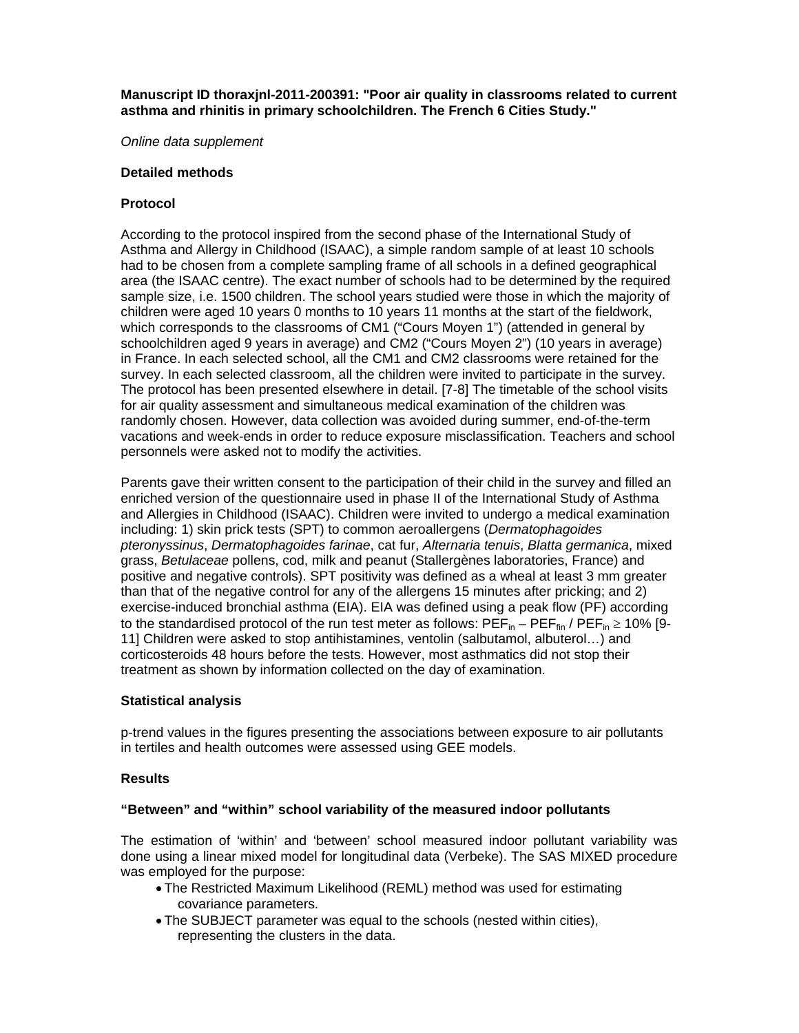**Manuscript ID thoraxjnl-2011-200391: "Poor air quality in classrooms related to current asthma and rhinitis in primary schoolchildren. The French 6 Cities Study."**

*Online data supplement*

**Detailed methods**

**Protocol**

According to the protocol inspired from the second phase of the International Study of Asthma and Allergy in Childhood (ISAAC), a simple random sample of at least 10 schools had to be chosen from a complete sampling frame of all schools in a defined geographical area (the ISAAC centre). The exact number of schools had to be determined by the required sample size, i.e. 1500 children. The school years studied were those in which the majority of children were aged 10 years 0 months to 10 years 11 months at the start of the fieldwork, which corresponds to the classrooms of CM1 ("Cours Moyen 1") (attended in general by schoolchildren aged 9 years in average) and CM2 ("Cours Moyen 2") (10 years in average) in France. In each selected school, all the CM1 and CM2 classrooms were retained for the survey. In each selected classroom, all the children were invited to participate in the survey. The protocol has been presented elsewhere in detail. [7-8] The timetable of the school visits for air quality assessment and simultaneous medical examination of the children was randomly chosen. However, data collection was avoided during summer, end-of-the-term vacations and week-ends in order to reduce exposure misclassification. Teachers and school personnels were asked not to modify the activities.

Parents gave their written consent to the participation of their child in the survey and filled an enriched version of the questionnaire used in phase II of the International Study of Asthma and Allergies in Childhood (ISAAC). Children were invited to undergo a medical examination including: 1) skin prick tests (SPT) to common aeroallergens (*Dermatophagoides pteronyssinus*, *Dermatophagoides farinae*, cat fur, *Alternaria tenuis*, *Blatta germanica*, mixed grass, *Betulaceae* pollens, cod, milk and peanut (Stallergènes laboratories, France) and positive and negative controls). SPT positivity was defined as a wheal at least 3 mm greater than that of the negative control for any of the allergens 15 minutes after pricking; and 2) exercise-induced bronchial asthma (EIA). EIA was defined using a peak flow (PF) according to the standardised protocol of the run test meter as follows: $PEF_{in} – PEF_{fin} / PEF_{in} \geq 10\%$ [9-11] Children were asked to stop antihistamines, ventolin (salbutamol, albuterol…) and corticosteroids 48 hours before the tests. However, most asthmatics did not stop their treatment as shown by information collected on the day of examination.

**Statistical analysis**

p-trend values in the figures presenting the associations between exposure to air pollutants in tertiles and health outcomes were assessed using GEE models.

**Results**

**"Between" and "within" school variability of the measured indoor pollutants**

The estimation of 'within' and 'between' school measured indoor pollutant variability was done using a linear mixed model for longitudinal data (Verbeke). The SAS MIXED procedure was employed for the purpose:

- The Restricted Maximum Likelihood (REML) method was used for estimating covariance parameters.
- The SUBJECT parameter was equal to the schools (nested within cities), representing the clusters in the data.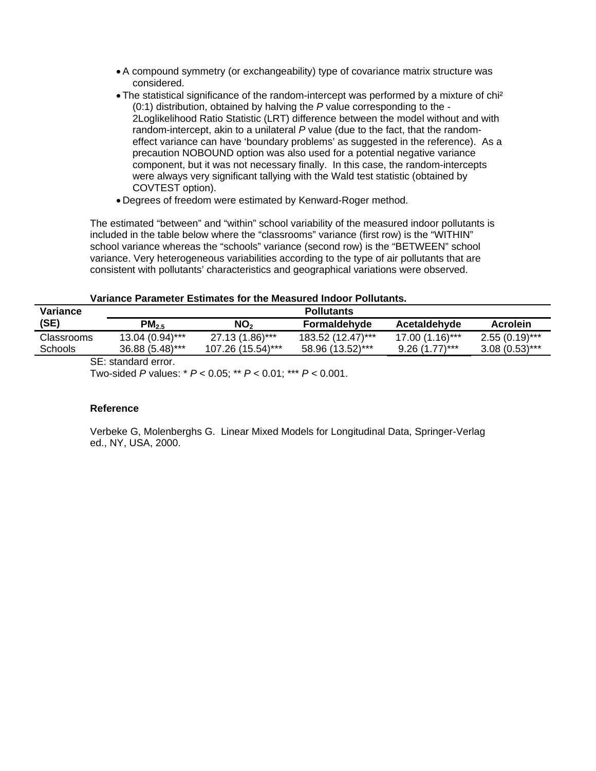- A compound symmetry (or exchangeability) type of covariance matrix structure was considered.
- The statistical significance of the random-intercept was performed by a mixture of $chi^2$ (0:1) distribution, obtained by halving the *P* value corresponding to the -2Loglikelihood Ratio Statistic (LRT) difference between the model without and with random-intercept, akin to a unilateral *P* value (due to the fact, that the random-effect variance can have 'boundary problems' as suggested in the reference). As a precaution NOBOUND option was also used for a potential negative variance component, but it was not necessary finally. In this case, the random-intercepts were always very significant tallying with the Wald test statistic (obtained by COVTEST option).
- Degrees of freedom were estimated by Kenward-Roger method.

The estimated "between" and "within" school variability of the measured indoor pollutants is included in the table below where the "classrooms" variance (first row) is the "WITHIN" school variance whereas the "schools" variance (second row) is the "BETWEEN" school variance. Very heterogeneous variabilities according to the type of air pollutants that are consistent with pollutants' characteristics and geographical variations were observed.

**Variance Parameter Estimates for the Measured Indoor Pollutants.**

| **Variance** | **Pollutants** | | | | |
|---|---|---|---|---|---|
| **(SE)** | **$PM_{2.5}$** | **$NO_2$** | **Formaldehyde** | **Acetaldehyde** | **Acrolein** |
| Classrooms | 13.04 (0.94)*** | 27.13 (1.86)*** | 183.52 (12.47)*** | 17.00 (1.16)*** | 2.55 (0.19)*** |
| Schools | 36.88 (5.48)*** | 107.26 (15.54)*** | 58.96 (13.52)*** | 9.26 (1.77)*** | 3.08 (0.53)*** |

SE: standard error.

Two-sided *P* values: * $P < 0.05$; ** $P < 0.01$; *** $P < 0.001$.

**Reference**

Verbeke G, Molenberghs G. Linear Mixed Models for Longitudinal Data, Springer-Verlag ed., NY, USA, 2000.